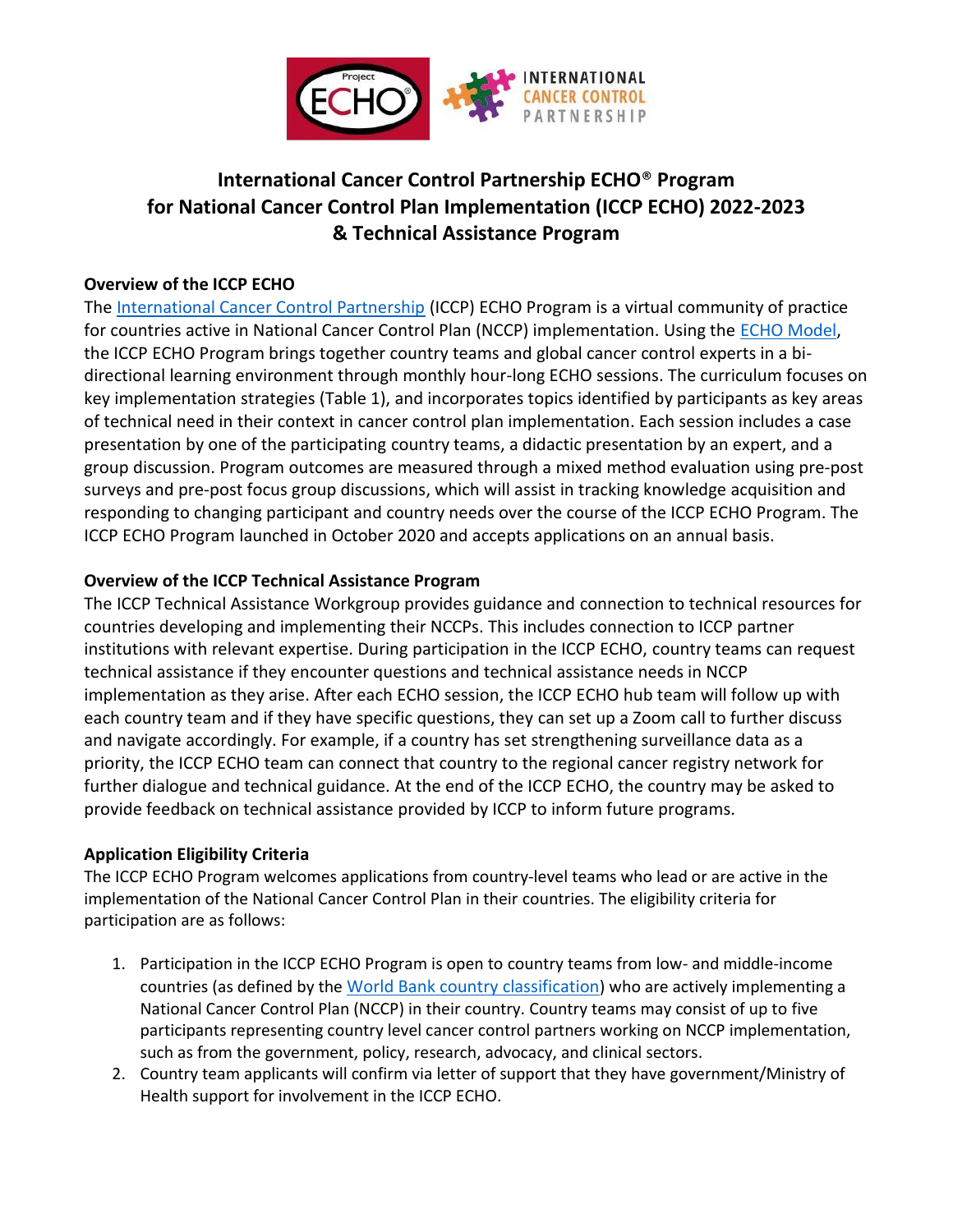# International Cancer Control Partnership ECHO® Program for National Cancer Control Plan Implementation (ICCP ECHO) 2022-2023 & Technical Assistance Program

## Overview of the ICCP ECHO

The International Cancer Control Partnership (ICCP) ECHO Program is a virtual community of practice for countries active in National Cancer Control Plan (NCCP) implementation. Using the ECHO Model, the ICCP ECHO Program brings together country teams and global cancer control experts in a bi-directional learning environment through monthly hour-long ECHO sessions. The curriculum focuses on key implementation strategies (Table 1), and incorporates topics identified by participants as key areas of technical need in their context in cancer control plan implementation. Each session includes a case presentation by one of the participating country teams, a didactic presentation by an expert, and a group discussion. Program outcomes are measured through a mixed method evaluation using pre-post surveys and pre-post focus group discussions, which will assist in tracking knowledge acquisition and responding to changing participant and country needs over the course of the ICCP ECHO Program. The ICCP ECHO Program launched in October 2020 and accepts applications on an annual basis.

## Overview of the ICCP Technical Assistance Program

The ICCP Technical Assistance Workgroup provides guidance and connection to technical resources for countries developing and implementing their NCCPs. This includes connection to ICCP partner institutions with relevant expertise. During participation in the ICCP ECHO, country teams can request technical assistance if they encounter questions and technical assistance needs in NCCP implementation as they arise. After each ECHO session, the ICCP ECHO hub team will follow up with each country team and if they have specific questions, they can set up a Zoom call to further discuss and navigate accordingly. For example, if a country has set strengthening surveillance data as a priority, the ICCP ECHO team can connect that country to the regional cancer registry network for further dialogue and technical guidance. At the end of the ICCP ECHO, the country may be asked to provide feedback on technical assistance provided by ICCP to inform future programs.

## Application Eligibility Criteria

The ICCP ECHO Program welcomes applications from country-level teams who lead or are active in the implementation of the National Cancer Control Plan in their countries. The eligibility criteria for participation are as follows:

1. Participation in the ICCP ECHO Program is open to country teams from low- and middle-income countries (as defined by the World Bank country classification) who are actively implementing a National Cancer Control Plan (NCCP) in their country. Country teams may consist of up to five participants representing country level cancer control partners working on NCCP implementation, such as from the government, policy, research, advocacy, and clinical sectors.
2. Country team applicants will confirm via letter of support that they have government/Ministry of Health support for involvement in the ICCP ECHO.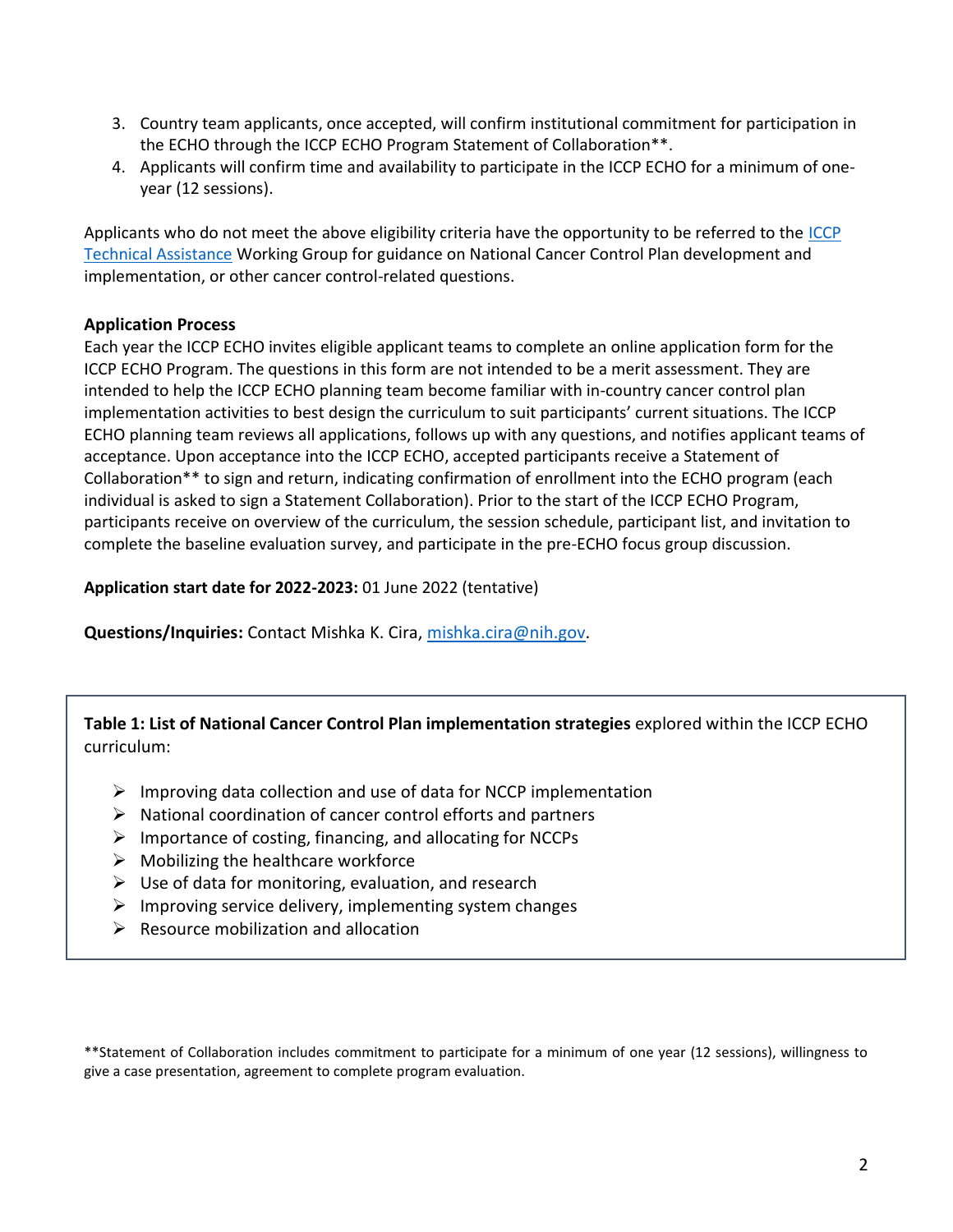3. Country team applicants, once accepted, will confirm institutional commitment for participation in the ECHO through the ICCP ECHO Program Statement of Collaboration**.
4. Applicants will confirm time and availability to participate in the ICCP ECHO for a minimum of one-year (12 sessions).

Applicants who do not meet the above eligibility criteria have the opportunity to be referred to the ICCP Technical Assistance Working Group for guidance on National Cancer Control Plan development and implementation, or other cancer control-related questions.

**Application Process**

Each year the ICCP ECHO invites eligible applicant teams to complete an online application form for the ICCP ECHO Program. The questions in this form are not intended to be a merit assessment. They are intended to help the ICCP ECHO planning team become familiar with in-country cancer control plan implementation activities to best design the curriculum to suit participants' current situations. The ICCP ECHO planning team reviews all applications, follows up with any questions, and notifies applicant teams of acceptance. Upon acceptance into the ICCP ECHO, accepted participants receive a Statement of Collaboration** to sign and return, indicating confirmation of enrollment into the ECHO program (each individual is asked to sign a Statement Collaboration). Prior to the start of the ICCP ECHO Program, participants receive on overview of the curriculum, the session schedule, participant list, and invitation to complete the baseline evaluation survey, and participate in the pre-ECHO focus group discussion.

**Application start date for 2022-2023:** 01 June 2022 (tentative)

**Questions/Inquiries:** Contact Mishka K. Cira, mishka.cira@nih.gov.

**Table 1: List of National Cancer Control Plan implementation strategies** explored within the ICCP ECHO curriculum:

- Improving data collection and use of data for NCCP implementation
- National coordination of cancer control efforts and partners
- Importance of costing, financing, and allocating for NCCPs
- Mobilizing the healthcare workforce
- Use of data for monitoring, evaluation, and research
- Improving service delivery, implementing system changes
- Resource mobilization and allocation

**Statement of Collaboration includes commitment to participate for a minimum of one year (12 sessions), willingness to give a case presentation, agreement to complete program evaluation.